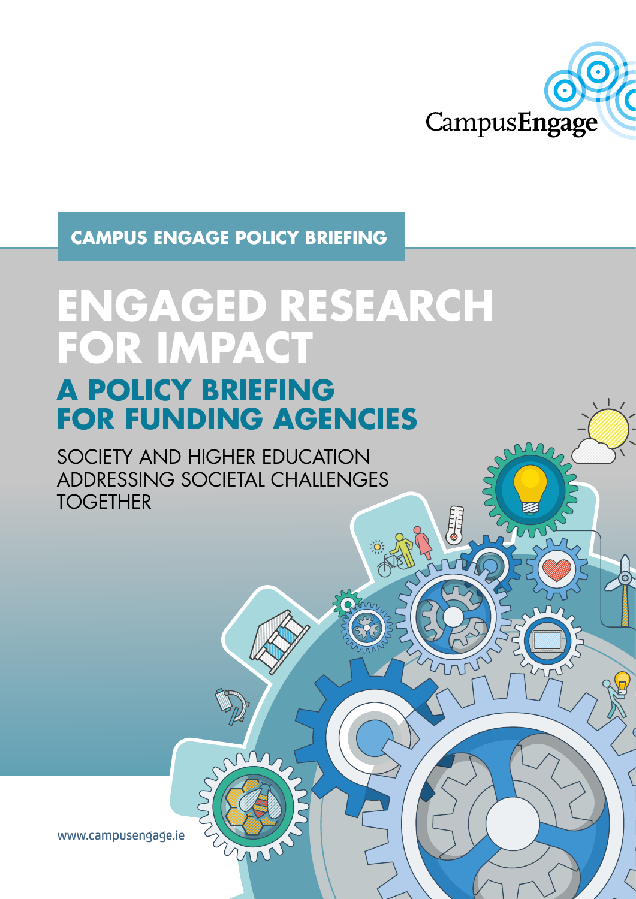CampusEngage

**CAMPUS ENGAGE POLICY BRIEFING**

# ENGAGED RESEARCH FOR IMPACT

## A POLICY BRIEFING FOR FUNDING AGENCIES

SOCIETY AND HIGHER EDUCATION ADDRESSING SOCIETAL CHALLENGES TOGETHER

www.campusengage.ie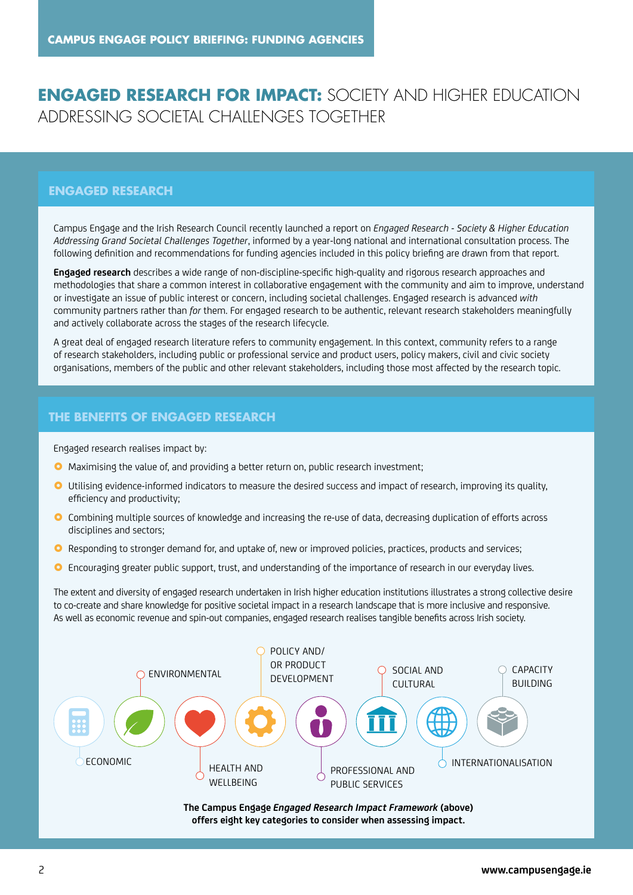# ENGAGED RESEARCH FOR IMPACT: SOCIETY AND HIGHER EDUCATION ADDRESSING SOCIETAL CHALLENGES TOGETHER

## ENGAGED RESEARCH

Campus Engage and the Irish Research Council recently launched a report on *Engaged Research - Society & Higher Education Addressing Grand Societal Challenges Together*, informed by a year-long national and international consultation process. The following definition and recommendations for funding agencies included in this policy briefing are drawn from that report.

**Engaged research** describes a wide range of non-discipline-specific high-quality and rigorous research approaches and methodologies that share a common interest in collaborative engagement with the community and aim to improve, understand or investigate an issue of public interest or concern, including societal challenges. Engaged research is advanced *with* community partners rather than *for* them. For engaged research to be authentic, relevant research stakeholders meaningfully and actively collaborate across the stages of the research lifecycle.

A great deal of engaged research literature refers to community engagement. In this context, community refers to a range of research stakeholders, including public or professional service and product users, policy makers, civil and civic society organisations, members of the public and other relevant stakeholders, including those most affected by the research topic.

## THE BENEFITS OF ENGAGED RESEARCH

Engaged research realises impact by:

- Maximising the value of, and providing a better return on, public research investment;
- Utilising evidence-informed indicators to measure the desired success and impact of research, improving its quality, efficiency and productivity;
- Combining multiple sources of knowledge and increasing the re-use of data, decreasing duplication of efforts across disciplines and sectors;
- Responding to stronger demand for, and uptake of, new or improved policies, practices, products and services;
- Encouraging greater public support, trust, and understanding of the importance of research in our everyday lives.

The extent and diversity of engaged research undertaken in Irish higher education institutions illustrates a strong collective desire to co-create and share knowledge for positive societal impact in a research landscape that is more inclusive and responsive. As well as economic revenue and spin-out companies, engaged research realises tangible benefits across Irish society.

ECONOMIC · ENVIRONMENTAL · HEALTH AND WELLBEING · POLICY AND/OR PRODUCT DEVELOPMENT · PROFESSIONAL AND PUBLIC SERVICES · SOCIAL AND CULTURAL · INTERNATIONALISATION · CAPACITY BUILDING

**The Campus Engage *Engaged Research Impact Framework* (above) offers eight key categories to consider when assessing impact.**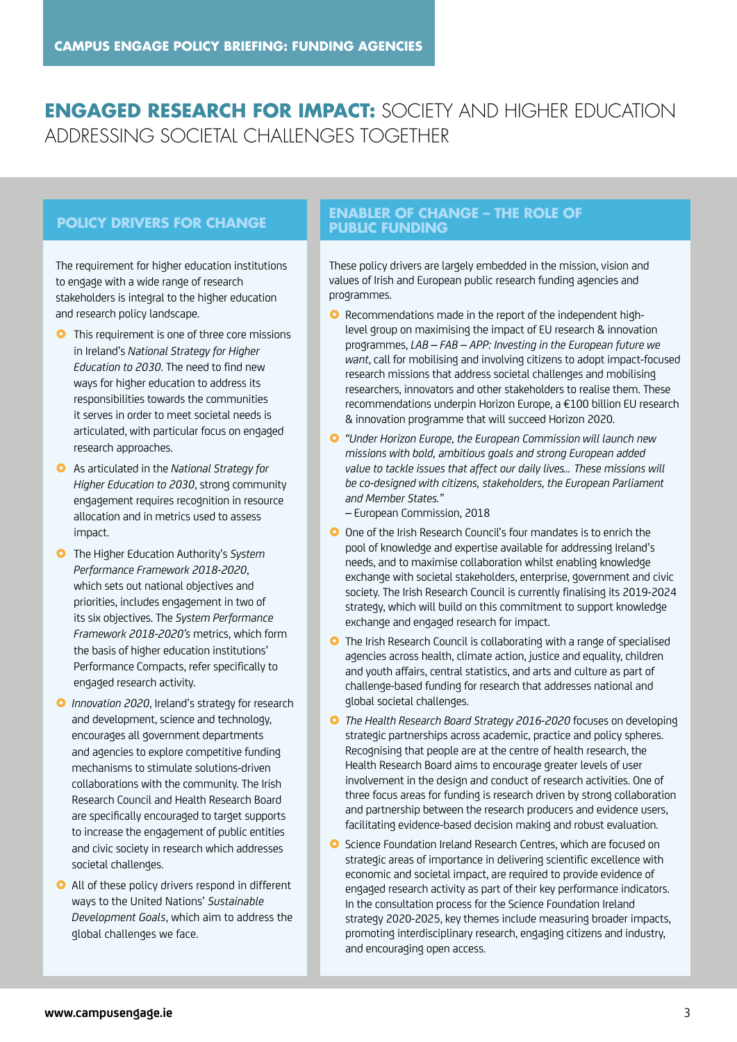CAMPUS ENGAGE POLICY BRIEFING: FUNDING AGENCIES

# ENGAGED RESEARCH FOR IMPACT: SOCIETY AND HIGHER EDUCATION ADDRESSING SOCIETAL CHALLENGES TOGETHER

## POLICY DRIVERS FOR CHANGE

The requirement for higher education institutions to engage with a wide range of research stakeholders is integral to the higher education and research policy landscape.

- This requirement is one of three core missions in Ireland's *National Strategy for Higher Education to 2030*. The need to find new ways for higher education to address its responsibilities towards the communities it serves in order to meet societal needs is articulated, with particular focus on engaged research approaches.
- As articulated in the *National Strategy for Higher Education to 2030*, strong community engagement requires recognition in resource allocation and in metrics used to assess impact.
- The Higher Education Authority's *System Performance Framework 2018-2020*, which sets out national objectives and priorities, includes engagement in two of its six objectives. The *System Performance Framework 2018-2020's* metrics, which form the basis of higher education institutions' Performance Compacts, refer specifically to engaged research activity.
- *Innovation 2020*, Ireland's strategy for research and development, science and technology, encourages all government departments and agencies to explore competitive funding mechanisms to stimulate solutions-driven collaborations with the community. The Irish Research Council and Health Research Board are specifically encouraged to target supports to increase the engagement of public entities and civic society in research which addresses societal challenges.
- All of these policy drivers respond in different ways to the United Nations' *Sustainable Development Goals*, which aim to address the global challenges we face.

## ENABLER OF CHANGE – THE ROLE OF PUBLIC FUNDING

These policy drivers are largely embedded in the mission, vision and values of Irish and European public research funding agencies and programmes.

- Recommendations made in the report of the independent high-level group on maximising the impact of EU research & innovation programmes, *LAB – FAB – APP: Investing in the European future we want*, call for mobilising and involving citizens to adopt impact-focused research missions that address societal challenges and mobilising researchers, innovators and other stakeholders to realise them. These recommendations underpin Horizon Europe, a €100 billion EU research & innovation programme that will succeed Horizon 2020.
- *"Under Horizon Europe, the European Commission will launch new missions with bold, ambitious goals and strong European added value to tackle issues that affect our daily lives... These missions will be co-designed with citizens, stakeholders, the European Parliament and Member States."*
  – European Commission, 2018
- One of the Irish Research Council's four mandates is to enrich the pool of knowledge and expertise available for addressing Ireland's needs, and to maximise collaboration whilst enabling knowledge exchange with societal stakeholders, enterprise, government and civic society. The Irish Research Council is currently finalising its 2019-2024 strategy, which will build on this commitment to support knowledge exchange and engaged research for impact.
- The Irish Research Council is collaborating with a range of specialised agencies across health, climate action, justice and equality, children and youth affairs, central statistics, and arts and culture as part of challenge-based funding for research that addresses national and global societal challenges.
- *The Health Research Board Strategy 2016-2020* focuses on developing strategic partnerships across academic, practice and policy spheres. Recognising that people are at the centre of health research, the Health Research Board aims to encourage greater levels of user involvement in the design and conduct of research activities. One of three focus areas for funding is research driven by strong collaboration and partnership between the research producers and evidence users, facilitating evidence-based decision making and robust evaluation.
- Science Foundation Ireland Research Centres, which are focused on strategic areas of importance in delivering scientific excellence with economic and societal impact, are required to provide evidence of engaged research activity as part of their key performance indicators. In the consultation process for the Science Foundation Ireland strategy 2020-2025, key themes include measuring broader impacts, promoting interdisciplinary research, engaging citizens and industry, and encouraging open access.

www.campusengage.ie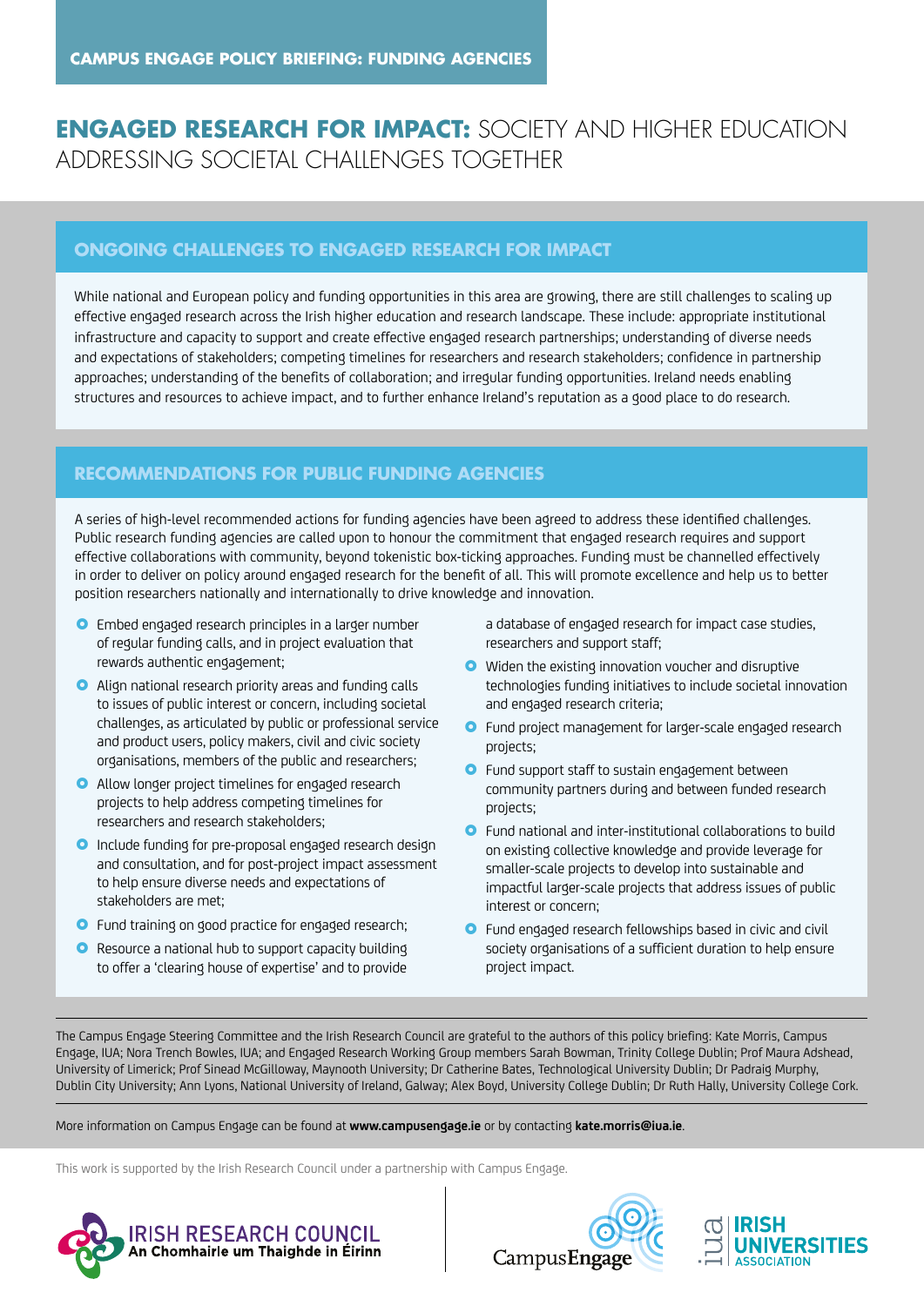CAMPUS ENGAGE POLICY BRIEFING: FUNDING AGENCIES

# ENGAGED RESEARCH FOR IMPACT: SOCIETY AND HIGHER EDUCATION ADDRESSING SOCIETAL CHALLENGES TOGETHER

## ONGOING CHALLENGES TO ENGAGED RESEARCH FOR IMPACT

While national and European policy and funding opportunities in this area are growing, there are still challenges to scaling up effective engaged research across the Irish higher education and research landscape. These include: appropriate institutional infrastructure and capacity to support and create effective engaged research partnerships; understanding of diverse needs and expectations of stakeholders; competing timelines for researchers and research stakeholders; confidence in partnership approaches; understanding of the benefits of collaboration; and irregular funding opportunities. Ireland needs enabling structures and resources to achieve impact, and to further enhance Ireland's reputation as a good place to do research.

## RECOMMENDATIONS FOR PUBLIC FUNDING AGENCIES

A series of high-level recommended actions for funding agencies have been agreed to address these identified challenges. Public research funding agencies are called upon to honour the commitment that engaged research requires and support effective collaborations with community, beyond tokenistic box-ticking approaches. Funding must be channelled effectively in order to deliver on policy around engaged research for the benefit of all. This will promote excellence and help us to better position researchers nationally and internationally to drive knowledge and innovation.

- Embed engaged research principles in a larger number of regular funding calls, and in project evaluation that rewards authentic engagement;
- Align national research priority areas and funding calls to issues of public interest or concern, including societal challenges, as articulated by public or professional service and product users, policy makers, civil and civic society organisations, members of the public and researchers;
- Allow longer project timelines for engaged research projects to help address competing timelines for researchers and research stakeholders;
- Include funding for pre-proposal engaged research design and consultation, and for post-project impact assessment to help ensure diverse needs and expectations of stakeholders are met;
- Fund training on good practice for engaged research;
- Resource a national hub to support capacity building to offer a 'clearing house of expertise' and to provide a database of engaged research for impact case studies, researchers and support staff;
- Widen the existing innovation voucher and disruptive technologies funding initiatives to include societal innovation and engaged research criteria;
- Fund project management for larger-scale engaged research projects;
- Fund support staff to sustain engagement between community partners during and between funded research projects;
- Fund national and inter-institutional collaborations to build on existing collective knowledge and provide leverage for smaller-scale projects to develop into sustainable and impactful larger-scale projects that address issues of public interest or concern;
- Fund engaged research fellowships based in civic and civil society organisations of a sufficient duration to help ensure project impact.

---

The Campus Engage Steering Committee and the Irish Research Council are grateful to the authors of this policy briefing: Kate Morris, Campus Engage, IUA; Nora Trench Bowles, IUA; and Engaged Research Working Group members Sarah Bowman, Trinity College Dublin; Prof Maura Adshead, University of Limerick; Prof Sinead McGilloway, Maynooth University; Dr Catherine Bates, Technological University Dublin; Dr Padraig Murphy, Dublin City University; Ann Lyons, National University of Ireland, Galway; Alex Boyd, University College Dublin; Dr Ruth Hally, University College Cork.

---

More information on Campus Engage can be found at **www.campusengage.ie** or by contacting **kate.morris@iua.ie**.

This work is supported by the Irish Research Council under a partnership with Campus Engage.

IRISH RESEARCH COUNCIL
An Chomhairle um Thaighde in Éirinn

CampusEngage

iua IRISH UNIVERSITIES ASSOCIATION